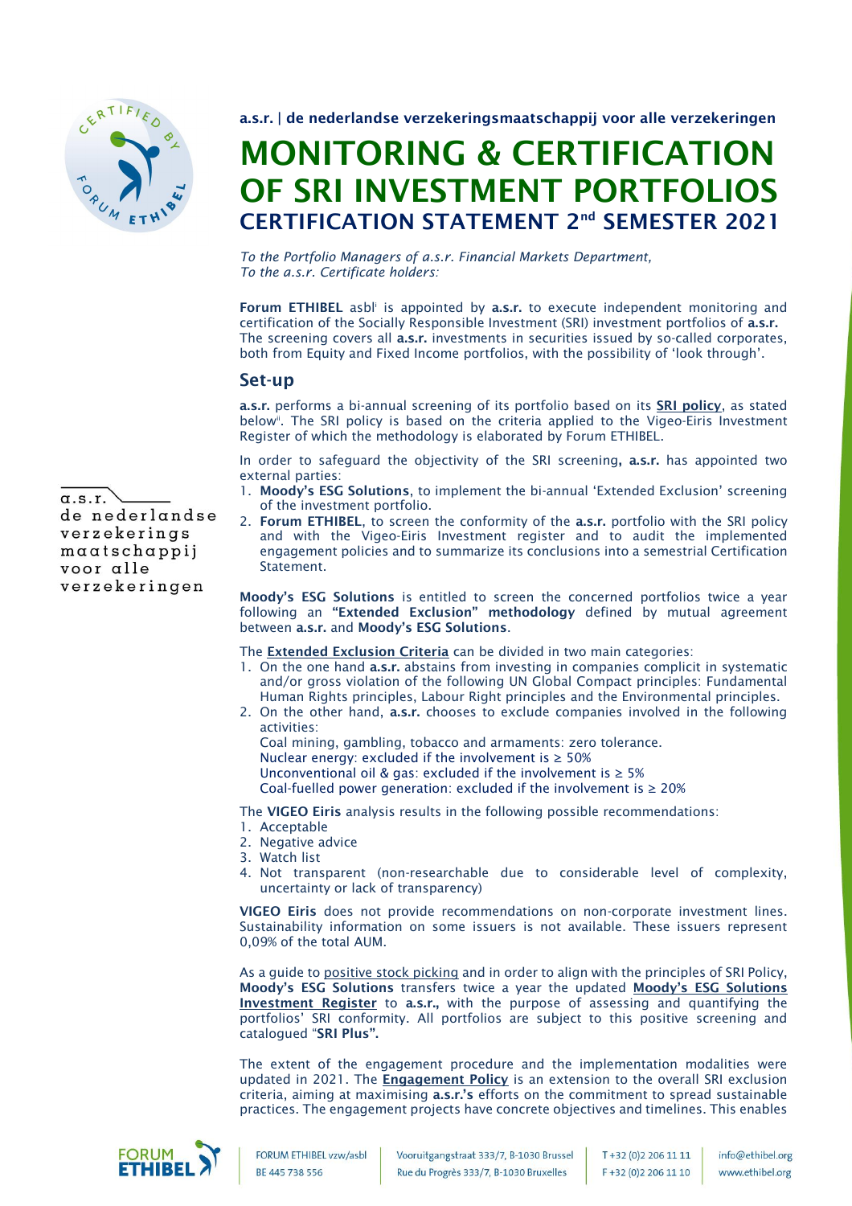**a.s.r. | de nederlandse verzekeringsmaatschappij voor alle verzekeringen**

# MONITORING & CERTIFICATION OF SRI INVESTMENT PORTFOLIOS

## CERTIFICATION STATEMENT 2nd SEMESTER 2021

*To the Portfolio Managers of a.s.r. Financial Markets Department,*
*To the a.s.r. Certificate holders:*

**Forum ETHIBEL** asbl[i] is appointed by **a.s.r.** to execute independent monitoring and certification of the Socially Responsible Investment (SRI) investment portfolios of **a.s.r.** The screening covers all **a.s.r.** investments in securities issued by so-called corporates, both from Equity and Fixed Income portfolios, with the possibility of 'look through'.

## Set-up

**a.s.r.** performs a bi-annual screening of its portfolio based on its **SRI policy**, as stated below[ii]. The SRI policy is based on the criteria applied to the Vigeo-Eiris Investment Register of which the methodology is elaborated by Forum ETHIBEL.

In order to safeguard the objectivity of the SRI screening**, a.s.r.** has appointed two external parties:

1. **Moody's ESG Solutions**, to implement the bi-annual 'Extended Exclusion' screening of the investment portfolio.
2. **Forum ETHIBEL**, to screen the conformity of the **a.s.r.** portfolio with the SRI policy and with the Vigeo-Eiris Investment register and to audit the implemented engagement policies and to summarize its conclusions into a semestrial Certification Statement.

**Moody's ESG Solutions** is entitled to screen the concerned portfolios twice a year following an **"Extended Exclusion" methodology** defined by mutual agreement between **a.s.r.** and **Moody's ESG Solutions**.

The **Extended Exclusion Criteria** can be divided in two main categories:

1. On the one hand **a.s.r.** abstains from investing in companies complicit in systematic and/or gross violation of the following UN Global Compact principles: Fundamental Human Rights principles, Labour Right principles and the Environmental principles.
2. On the other hand, **a.s.r.** chooses to exclude companies involved in the following activities:
   Coal mining, gambling, tobacco and armaments: zero tolerance.
   Nuclear energy: excluded if the involvement is ≥ 50%
   Unconventional oil & gas: excluded if the involvement is ≥ 5%
   Coal-fuelled power generation: excluded if the involvement is ≥ 20%

The **VIGEO Eiris** analysis results in the following possible recommendations:

1. Acceptable
2. Negative advice
3. Watch list
4. Not transparent (non-researchable due to considerable level of complexity, uncertainty or lack of transparency)

**VIGEO Eiris** does not provide recommendations on non-corporate investment lines. Sustainability information on some issuers is not available. These issuers represent 0,09% of the total AUM.

As a guide to positive stock picking and in order to align with the principles of SRI Policy, **Moody's ESG Solutions** transfers twice a year the updated **Moody's ESG Solutions Investment Register** to **a.s.r.,** with the purpose of assessing and quantifying the portfolios' SRI conformity. All portfolios are subject to this positive screening and catalogued "**SRI Plus".**

The extent of the engagement procedure and the implementation modalities were updated in 2021. The **Engagement Policy** is an extension to the overall SRI exclusion criteria, aiming at maximising **a.s.r.'s** efforts on the commitment to spread sustainable practices. The engagement projects have concrete objectives and timelines. This enables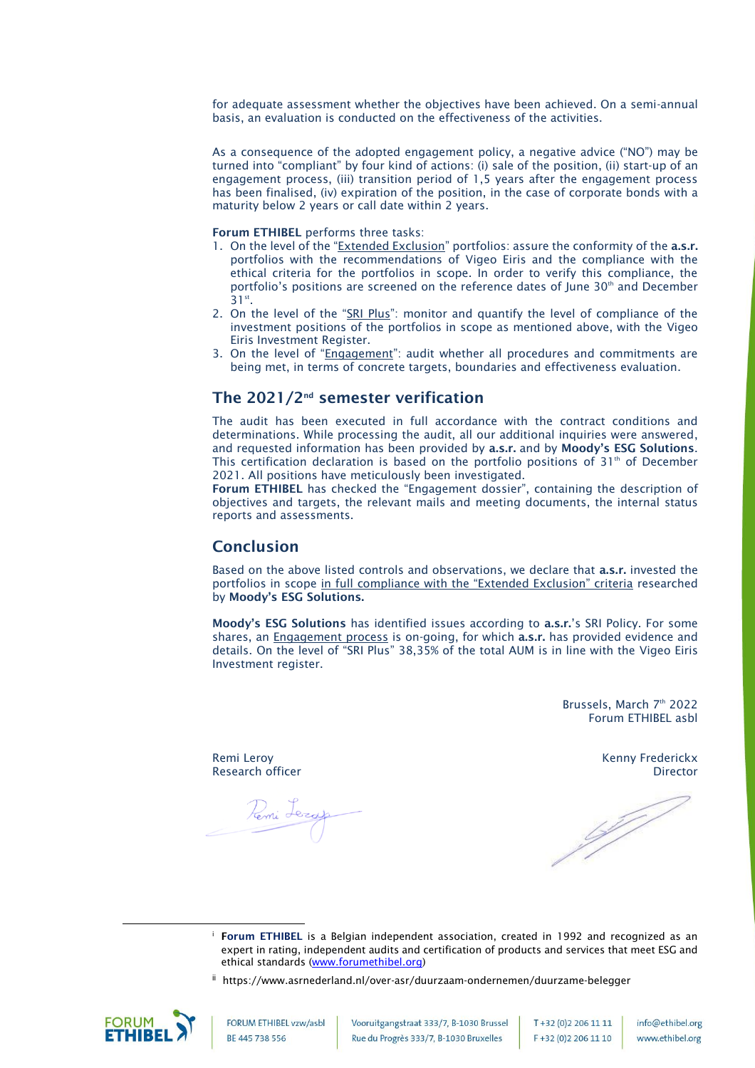for adequate assessment whether the objectives have been achieved. On a semi-annual basis, an evaluation is conducted on the effectiveness of the activities.

As a consequence of the adopted engagement policy, a negative advice ("NO") may be turned into "compliant" by four kind of actions: (i) sale of the position, (ii) start-up of an engagement process, (iii) transition period of 1,5 years after the engagement process has been finalised, (iv) expiration of the position, in the case of corporate bonds with a maturity below 2 years or call date within 2 years.

**Forum ETHIBEL** performs three tasks:

1. On the level of the "Extended Exclusion" portfolios: assure the conformity of the **a.s.r.** portfolios with the recommendations of Vigeo Eiris and the compliance with the ethical criteria for the portfolios in scope. In order to verify this compliance, the portfolio's positions are screened on the reference dates of June 30th and December 31st.
2. On the level of the "SRI Plus": monitor and quantify the level of compliance of the investment positions of the portfolios in scope as mentioned above, with the Vigeo Eiris Investment Register.
3. On the level of "Engagement": audit whether all procedures and commitments are being met, in terms of concrete targets, boundaries and effectiveness evaluation.

## The 2021/2nd semester verification

The audit has been executed in full accordance with the contract conditions and determinations. While processing the audit, all our additional inquiries were answered, and requested information has been provided by **a.s.r.** and by **Moody's ESG Solutions**. This certification declaration is based on the portfolio positions of 31th of December 2021. All positions have meticulously been investigated.
**Forum ETHIBEL** has checked the "Engagement dossier", containing the description of objectives and targets, the relevant mails and meeting documents, the internal status reports and assessments.

## Conclusion

Based on the above listed controls and observations, we declare that **a.s.r.** invested the portfolios in scope in full compliance with the "Extended Exclusion" criteria researched by **Moody's ESG Solutions.**

**Moody's ESG Solutions** has identified issues according to **a.s.r.**'s SRI Policy. For some shares, an Engagement process is on-going, for which **a.s.r.** has provided evidence and details. On the level of "SRI Plus" 38,35% of the total AUM is in line with the Vigeo Eiris Investment register.

Brussels, March 7th 2022
Forum ETHIBEL asbl

Remi Leroy
Research officer

Kenny Frederickx
Director

[i] **Forum ETHIBEL** is a Belgian independent association, created in 1992 and recognized as an expert in rating, independent audits and certification of products and services that meet ESG and ethical standards (www.forumethibel.org)

[ii] https://www.asrnederland.nl/over-asr/duurzaam-ondernemen/duurzame-belegger

FORUM ETHIBEL vzw/asbl
BE 445 738 556
Vooruitgangstraat 333/7, B-1030 Brussel
Rue du Progrès 333/7, B-1030 Bruxelles
T +32 (0)2 206 11 11
F +32 (0)2 206 11 10
info@ethibel.org
www.ethibel.org